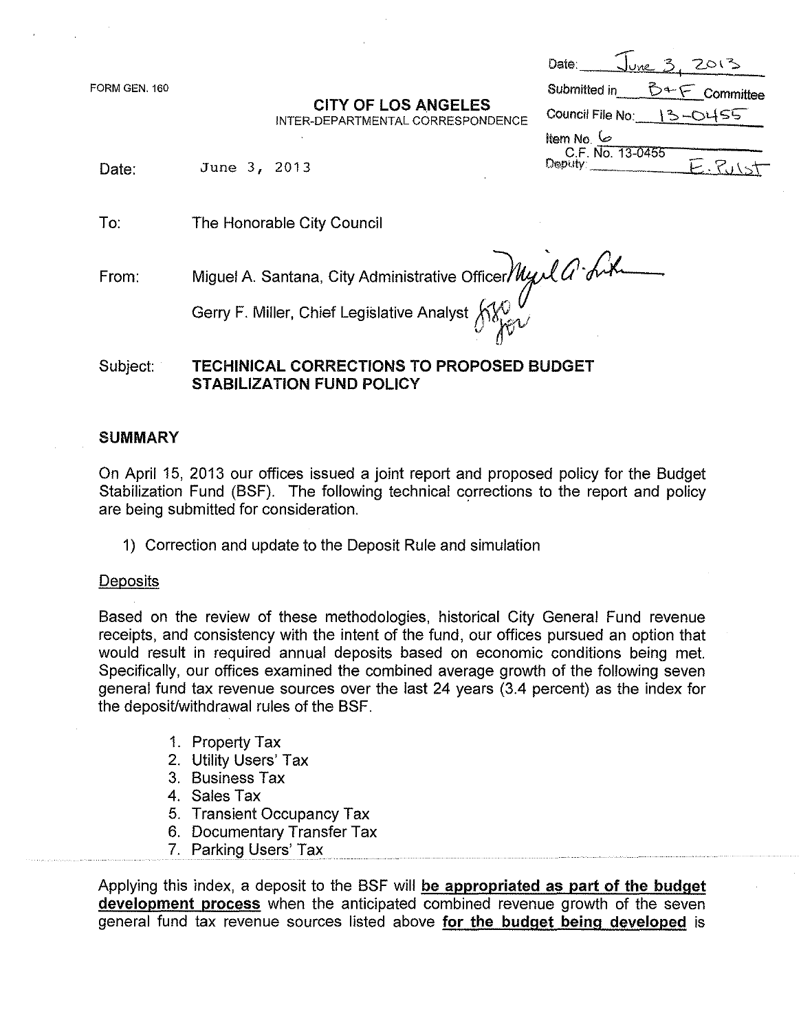FORM GEN. 160

**CITY OF LOS ANGELES**
INTER-DEPARTMENTAL CORRESPONDENCE

Date: June 3, 2013
Submitted in B+F Committee
Council File No: 13-0455
Item No. 6
C.F. No. 13-0455
Deputy: E. Rulst

Date: June 3, 2013

To: The Honorable City Council

From: Miguel A. Santana, City Administrative Officer

Gerry F. Miller, Chief Legislative Analyst

Subject: **TECHINICAL CORRECTIONS TO PROPOSED BUDGET STABILIZATION FUND POLICY**

## SUMMARY

On April 15, 2013 our offices issued a joint report and proposed policy for the Budget Stabilization Fund (BSF). The following technical corrections to the report and policy are being submitted for consideration.

1) Correction and update to the Deposit Rule and simulation

### Deposits

Based on the review of these methodologies, historical City General Fund revenue receipts, and consistency with the intent of the fund, our offices pursued an option that would result in required annual deposits based on economic conditions being met. Specifically, our offices examined the combined average growth of the following seven general fund tax revenue sources over the last 24 years (3.4 percent) as the index for the deposit/withdrawal rules of the BSF.

1. Property Tax
2. Utility Users' Tax
3. Business Tax
4. Sales Tax
5. Transient Occupancy Tax
6. Documentary Transfer Tax
7. Parking Users' Tax

Applying this index, a deposit to the BSF will **be appropriated as part of the budget development process** when the anticipated combined revenue growth of the seven general fund tax revenue sources listed above **for the budget being developed** is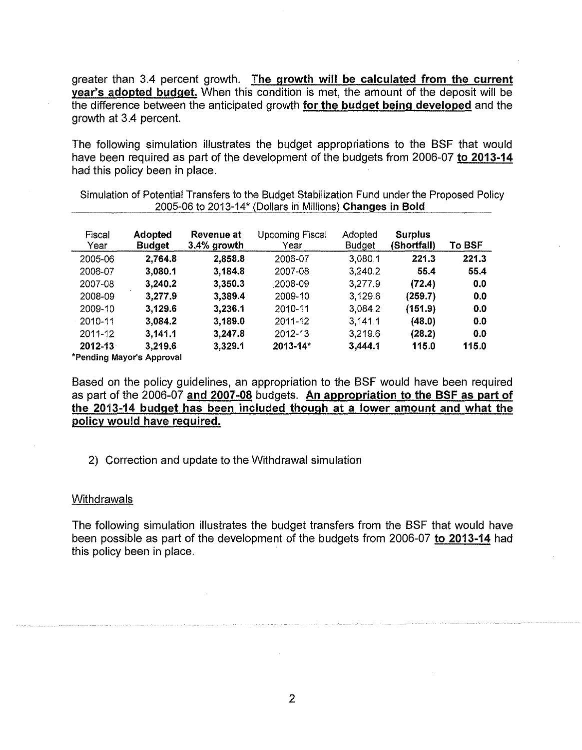greater than 3.4 percent growth. **The growth will be calculated from the current year's adopted budget.** When this condition is met, the amount of the deposit will be the difference between the anticipated growth **for the budget being developed** and the growth at 3.4 percent.

The following simulation illustrates the budget appropriations to the BSF that would have been required as part of the development of the budgets from 2006-07 **to 2013-14** had this policy been in place.

Simulation of Potential Transfers to the Budget Stabilization Fund under the Proposed Policy 2005-06 to 2013-14* (Dollars in Millions) **Changes in Bold**

| Fiscal Year | **Adopted Budget** | **Revenue at 3.4% growth** | Upcoming Fiscal Year | Adopted Budget | **Surplus (Shortfall)** | **To BSF** |
|---|---|---|---|---|---|---|
| 2005-06 | **2,764.8** | **2,858.8** | 2006-07 | 3,080.1 | **221.3** | **221.3** |
| 2006-07 | **3,080.1** | **3,184.8** | 2007-08 | 3,240.2 | **55.4** | **55.4** |
| 2007-08 | **3,240.2** | **3,350.3** | 2008-09 | 3,277.9 | **(72.4)** | **0.0** |
| 2008-09 | **3,277.9** | **3,389.4** | 2009-10 | 3,129.6 | **(259.7)** | **0.0** |
| 2009-10 | **3,129.6** | **3,236.1** | 2010-11 | 3,084.2 | **(151.9)** | **0.0** |
| 2010-11 | **3,084.2** | **3,189.0** | 2011-12 | 3,141.1 | **(48.0)** | **0.0** |
| 2011-12 | **3,141.1** | **3,247.8** | 2012-13 | 3,219.6 | **(28.2)** | **0.0** |
| **2012-13** | **3,219.6** | **3,329.1** | **2013-14*** | **3,444.1** | **115.0** | **115.0** |

***Pending Mayor's Approval**

Based on the policy guidelines, an appropriation to the BSF would have been required as part of the 2006-07 **and 2007-08** budgets. **An appropriation to the BSF as part of the 2013-14 budget has been included though at a lower amount and what the policy would have required.**

2) Correction and update to the Withdrawal simulation

Withdrawals

The following simulation illustrates the budget transfers from the BSF that would have been possible as part of the development of the budgets from 2006-07 **to 2013-14** had this policy been in place.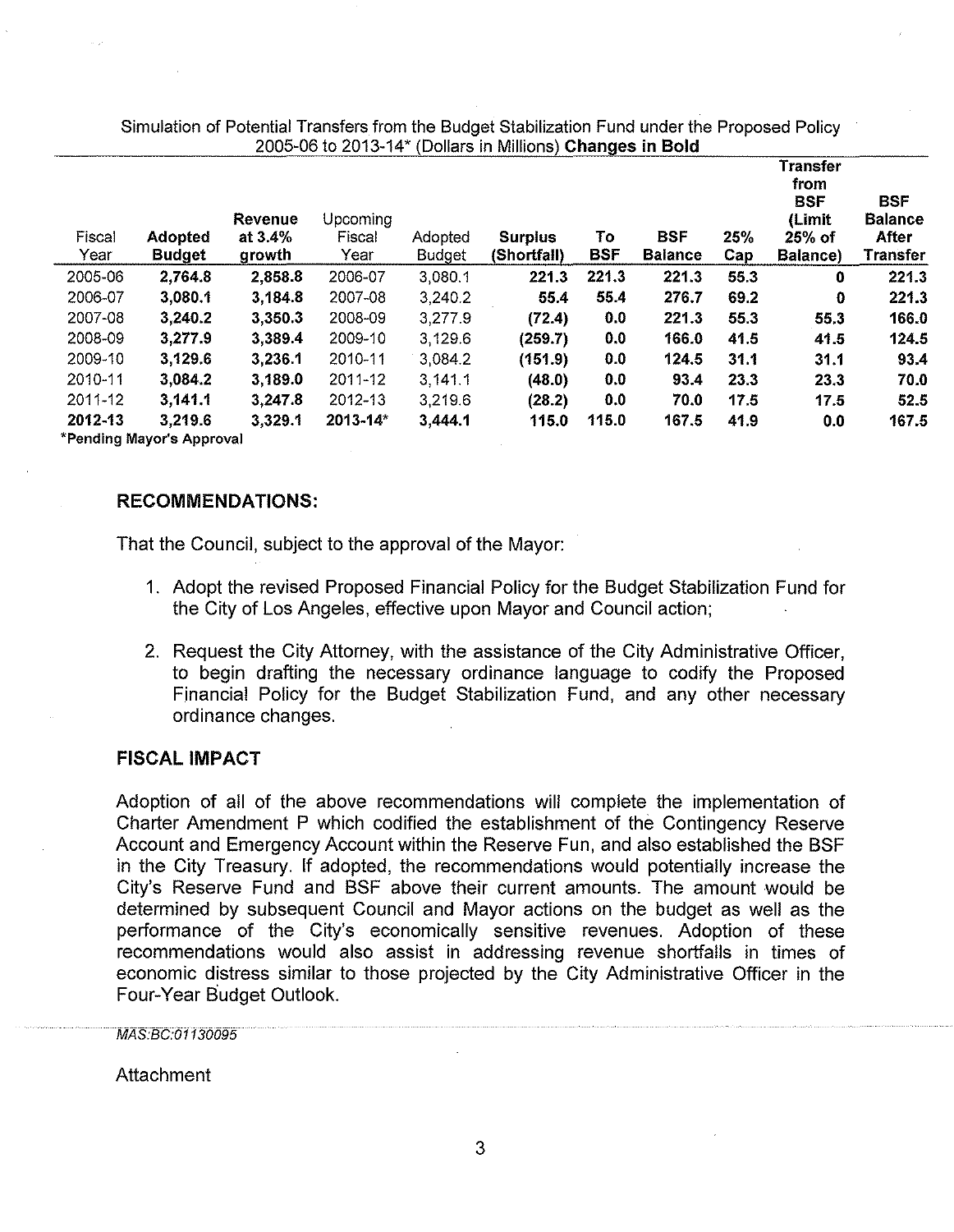Simulation of Potential Transfers from the Budget Stabilization Fund under the Proposed Policy 2005-06 to 2013-14* (Dollars in Millions) **Changes in Bold**

| Fiscal Year | **Adopted Budget** | **Revenue at 3.4% growth** | Upcoming Fiscal Year | Adopted Budget | **Surplus (Shortfall)** | **To BSF** | **BSF Balance** | **25% Cap** | **Transfer from BSF (Limit 25% of Balance)** | **BSF Balance After Transfer** |
|---|---|---|---|---|---|---|---|---|---|---|
| 2005-06 | **2,764.8** | **2,858.8** | 2006-07 | 3,080.1 | **221.3** | **221.3** | **221.3** | **55.3** | **0** | **221.3** |
| 2006-07 | **3,080.1** | **3,184.8** | 2007-08 | 3,240.2 | **55.4** | **55.4** | **276.7** | **69.2** | **0** | **221.3** |
| 2007-08 | **3,240.2** | **3,350.3** | 2008-09 | 3,277.9 | **(72.4)** | **0.0** | **221.3** | **55.3** | **55.3** | **166.0** |
| 2008-09 | **3,277.9** | **3,389.4** | 2009-10 | 3,129.6 | **(259.7)** | **0.0** | **166.0** | **41.5** | **41.5** | **124.5** |
| 2009-10 | **3,129.6** | **3,236.1** | 2010-11 | 3,084.2 | **(151.9)** | **0.0** | **124.5** | **31.1** | **31.1** | **93.4** |
| 2010-11 | **3,084.2** | **3,189.0** | 2011-12 | 3,141.1 | **(48.0)** | **0.0** | **93.4** | **23.3** | **23.3** | **70.0** |
| 2011-12 | **3,141.1** | **3,247.8** | 2012-13 | 3,219.6 | **(28.2)** | **0.0** | **70.0** | **17.5** | **17.5** | **52.5** |
| **2012-13** | **3,219.6** | **3,329.1** | **2013-14*** | **3,444.1** | **115.0** | **115.0** | **167.5** | **41.9** | **0.0** | **167.5** |

***Pending Mayor's Approval**

## RECOMMENDATIONS:

That the Council, subject to the approval of the Mayor:

1. Adopt the revised Proposed Financial Policy for the Budget Stabilization Fund for the City of Los Angeles, effective upon Mayor and Council action;

2. Request the City Attorney, with the assistance of the City Administrative Officer, to begin drafting the necessary ordinance language to codify the Proposed Financial Policy for the Budget Stabilization Fund, and any other necessary ordinance changes.

## FISCAL IMPACT

Adoption of all of the above recommendations will complete the implementation of Charter Amendment P which codified the establishment of the Contingency Reserve Account and Emergency Account within the Reserve Fun, and also established the BSF in the City Treasury. If adopted, the recommendations would potentially increase the City's Reserve Fund and BSF above their current amounts. The amount would be determined by subsequent Council and Mayor actions on the budget as well as the performance of the City's economically sensitive revenues. Adoption of these recommendations would also assist in addressing revenue shortfalls in times of economic distress similar to those projected by the City Administrative Officer in the Four-Year Budget Outlook.

*MAS:BC:01130095*

Attachment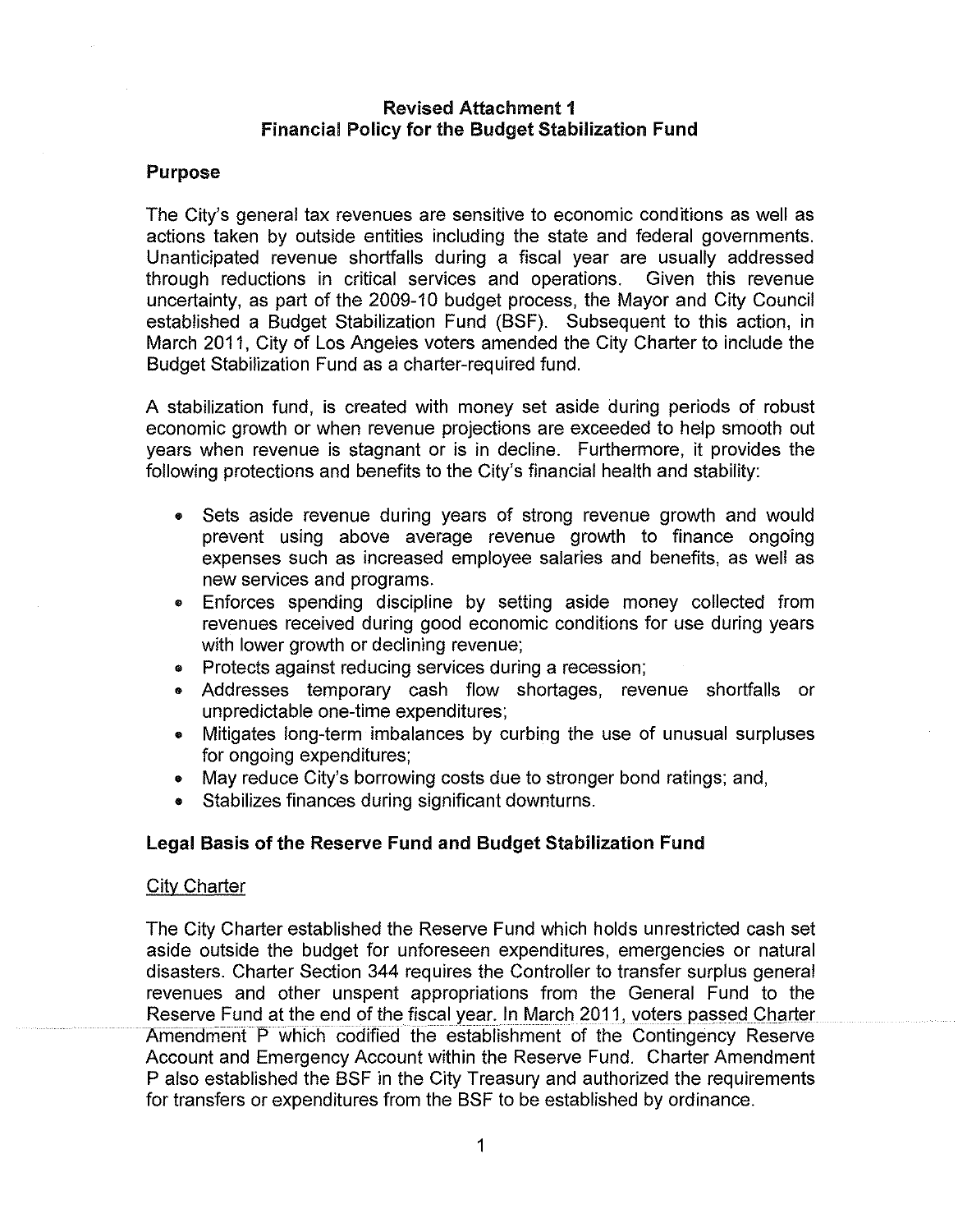# Revised Attachment 1
# Financial Policy for the Budget Stabilization Fund

## Purpose

The City's general tax revenues are sensitive to economic conditions as well as actions taken by outside entities including the state and federal governments. Unanticipated revenue shortfalls during a fiscal year are usually addressed through reductions in critical services and operations. Given this revenue uncertainty, as part of the 2009-10 budget process, the Mayor and City Council established a Budget Stabilization Fund (BSF). Subsequent to this action, in March 2011, City of Los Angeles voters amended the City Charter to include the Budget Stabilization Fund as a charter-required fund.

A stabilization fund, is created with money set aside during periods of robust economic growth or when revenue projections are exceeded to help smooth out years when revenue is stagnant or is in decline. Furthermore, it provides the following protections and benefits to the City's financial health and stability:

- Sets aside revenue during years of strong revenue growth and would prevent using above average revenue growth to finance ongoing expenses such as increased employee salaries and benefits, as well as new services and programs.
- Enforces spending discipline by setting aside money collected from revenues received during good economic conditions for use during years with lower growth or declining revenue;
- Protects against reducing services during a recession;
- Addresses temporary cash flow shortages, revenue shortfalls or unpredictable one-time expenditures;
- Mitigates long-term imbalances by curbing the use of unusual surpluses for ongoing expenditures;
- May reduce City's borrowing costs due to stronger bond ratings; and,
- Stabilizes finances during significant downturns.

## Legal Basis of the Reserve Fund and Budget Stabilization Fund

### City Charter

The City Charter established the Reserve Fund which holds unrestricted cash set aside outside the budget for unforeseen expenditures, emergencies or natural disasters. Charter Section 344 requires the Controller to transfer surplus general revenues and other unspent appropriations from the General Fund to the Reserve Fund at the end of the fiscal year. In March 2011, voters passed Charter Amendment P which codified the establishment of the Contingency Reserve Account and Emergency Account within the Reserve Fund. Charter Amendment P also established the BSF in the City Treasury and authorized the requirements for transfers or expenditures from the BSF to be established by ordinance.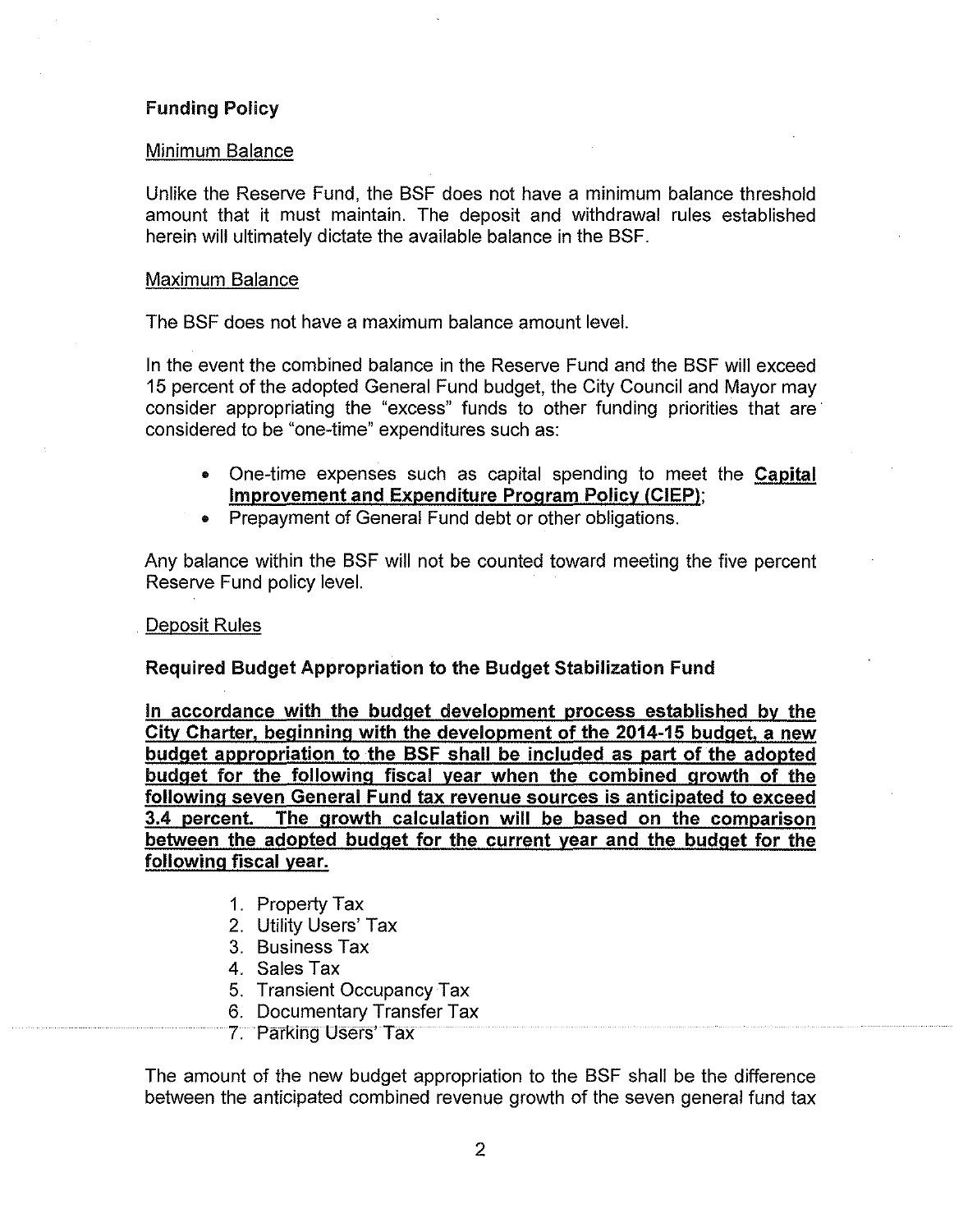### Funding Policy

Minimum Balance

Unlike the Reserve Fund, the BSF does not have a minimum balance threshold amount that it must maintain. The deposit and withdrawal rules established herein will ultimately dictate the available balance in the BSF.

Maximum Balance

The BSF does not have a maximum balance amount level.

In the event the combined balance in the Reserve Fund and the BSF will exceed 15 percent of the adopted General Fund budget, the City Council and Mayor may consider appropriating the "excess" funds to other funding priorities that are considered to be "one-time" expenditures such as:

- One-time expenses such as capital spending to meet the **Capital Improvement and Expenditure Program Policy (CIEP)**;
- Prepayment of General Fund debt or other obligations.

Any balance within the BSF will not be counted toward meeting the five percent Reserve Fund policy level.

Deposit Rules

**Required Budget Appropriation to the Budget Stabilization Fund**

**In accordance with the budget development process established by the City Charter, beginning with the development of the 2014-15 budget, a new budget appropriation to the BSF shall be included as part of the adopted budget for the following fiscal year when the combined growth of the following seven General Fund tax revenue sources is anticipated to exceed 3.4 percent. The growth calculation will be based on the comparison between the adopted budget for the current year and the budget for the following fiscal year.**

1. Property Tax
2. Utility Users' Tax
3. Business Tax
4. Sales Tax
5. Transient Occupancy Tax
6. Documentary Transfer Tax
7. Parking Users' Tax

The amount of the new budget appropriation to the BSF shall be the difference between the anticipated combined revenue growth of the seven general fund tax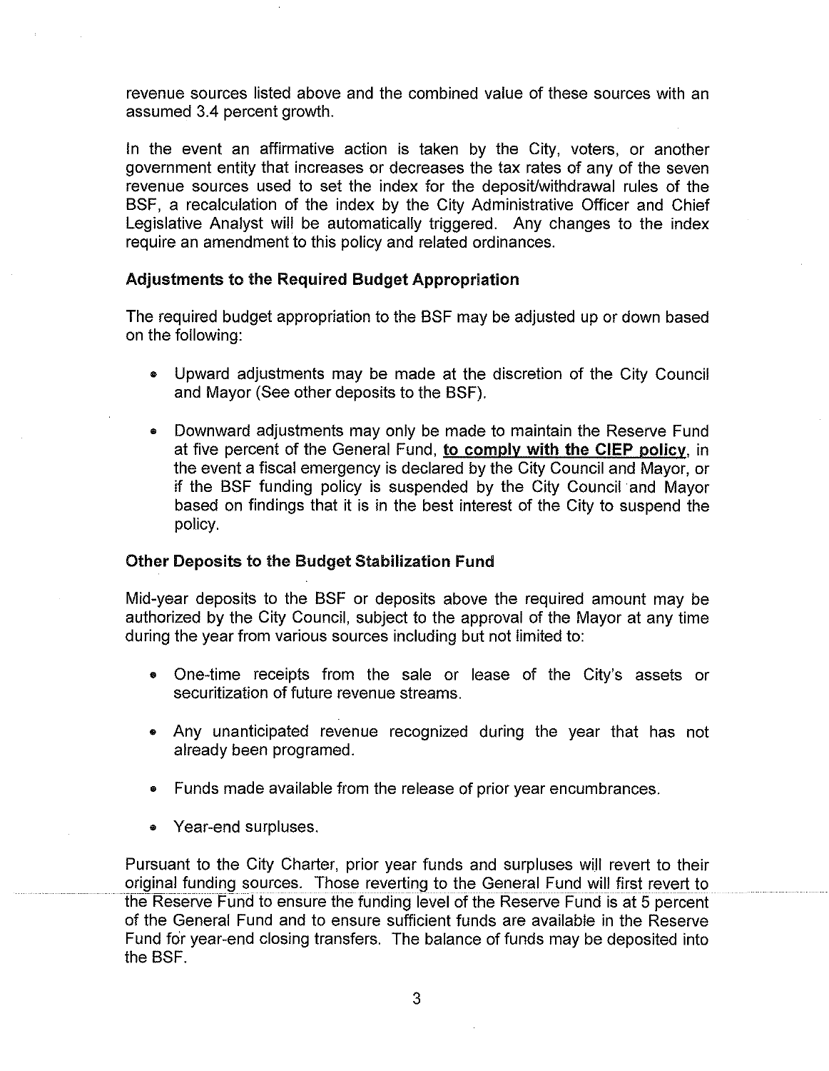revenue sources listed above and the combined value of these sources with an assumed 3.4 percent growth.

In the event an affirmative action is taken by the City, voters, or another government entity that increases or decreases the tax rates of any of the seven revenue sources used to set the index for the deposit/withdrawal rules of the BSF, a recalculation of the index by the City Administrative Officer and Chief Legislative Analyst will be automatically triggered. Any changes to the index require an amendment to this policy and related ordinances.

### Adjustments to the Required Budget Appropriation

The required budget appropriation to the BSF may be adjusted up or down based on the following:

- Upward adjustments may be made at the discretion of the City Council and Mayor (See other deposits to the BSF).
- Downward adjustments may only be made to maintain the Reserve Fund at five percent of the General Fund, **to comply with the CIEP policy**, in the event a fiscal emergency is declared by the City Council and Mayor, or if the BSF funding policy is suspended by the City Council and Mayor based on findings that it is in the best interest of the City to suspend the policy.

### Other Deposits to the Budget Stabilization Fund

Mid-year deposits to the BSF or deposits above the required amount may be authorized by the City Council, subject to the approval of the Mayor at any time during the year from various sources including but not limited to:

- One-time receipts from the sale or lease of the City's assets or securitization of future revenue streams.
- Any unanticipated revenue recognized during the year that has not already been programed.
- Funds made available from the release of prior year encumbrances.
- Year-end surpluses.

Pursuant to the City Charter, prior year funds and surpluses will revert to their original funding sources. Those reverting to the General Fund will first revert to the Reserve Fund to ensure the funding level of the Reserve Fund is at 5 percent of the General Fund and to ensure sufficient funds are available in the Reserve Fund for year-end closing transfers. The balance of funds may be deposited into the BSF.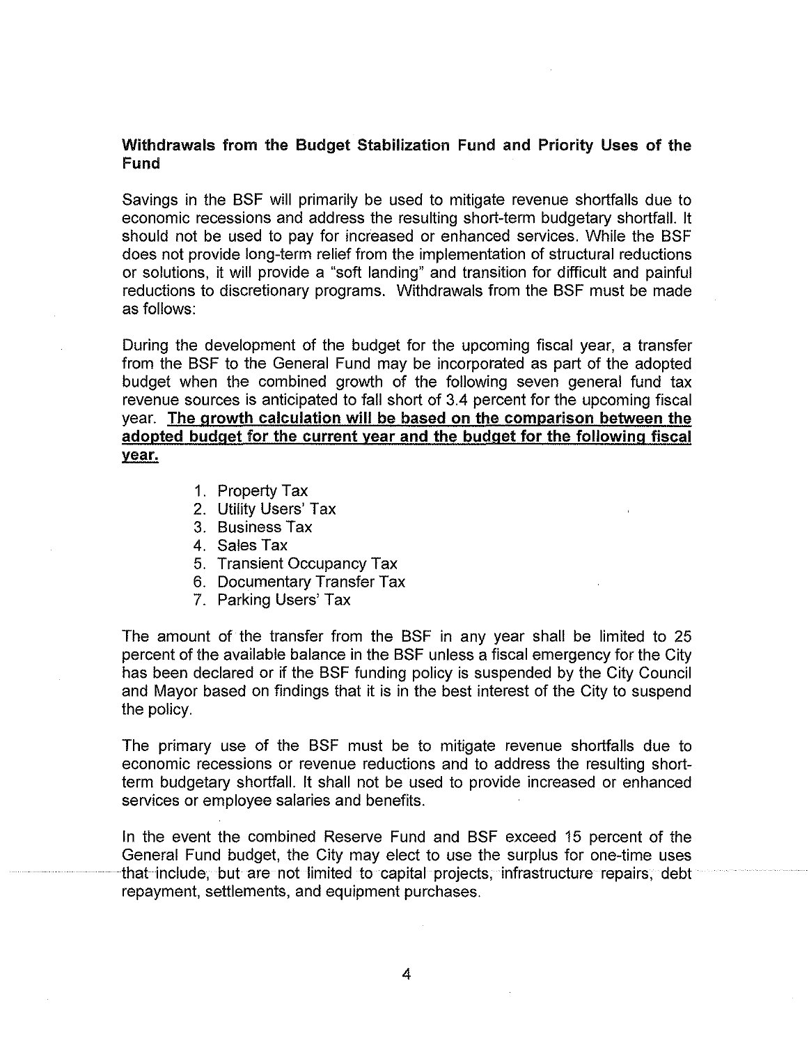**Withdrawals from the Budget Stabilization Fund and Priority Uses of the Fund**

Savings in the BSF will primarily be used to mitigate revenue shortfalls due to economic recessions and address the resulting short-term budgetary shortfall. It should not be used to pay for increased or enhanced services. While the BSF does not provide long-term relief from the implementation of structural reductions or solutions, it will provide a "soft landing" and transition for difficult and painful reductions to discretionary programs. Withdrawals from the BSF must be made as follows:

During the development of the budget for the upcoming fiscal year, a transfer from the BSF to the General Fund may be incorporated as part of the adopted budget when the combined growth of the following seven general fund tax revenue sources is anticipated to fall short of 3.4 percent for the upcoming fiscal year. **The growth calculation will be based on the comparison between the adopted budget for the current year and the budget for the following fiscal year.**

1. Property Tax
2. Utility Users' Tax
3. Business Tax
4. Sales Tax
5. Transient Occupancy Tax
6. Documentary Transfer Tax
7. Parking Users' Tax

The amount of the transfer from the BSF in any year shall be limited to 25 percent of the available balance in the BSF unless a fiscal emergency for the City has been declared or if the BSF funding policy is suspended by the City Council and Mayor based on findings that it is in the best interest of the City to suspend the policy.

The primary use of the BSF must be to mitigate revenue shortfalls due to economic recessions or revenue reductions and to address the resulting short-term budgetary shortfall. It shall not be used to provide increased or enhanced services or employee salaries and benefits.

In the event the combined Reserve Fund and BSF exceed 15 percent of the General Fund budget, the City may elect to use the surplus for one-time uses that include, but are not limited to capital projects, infrastructure repairs, debt repayment, settlements, and equipment purchases.